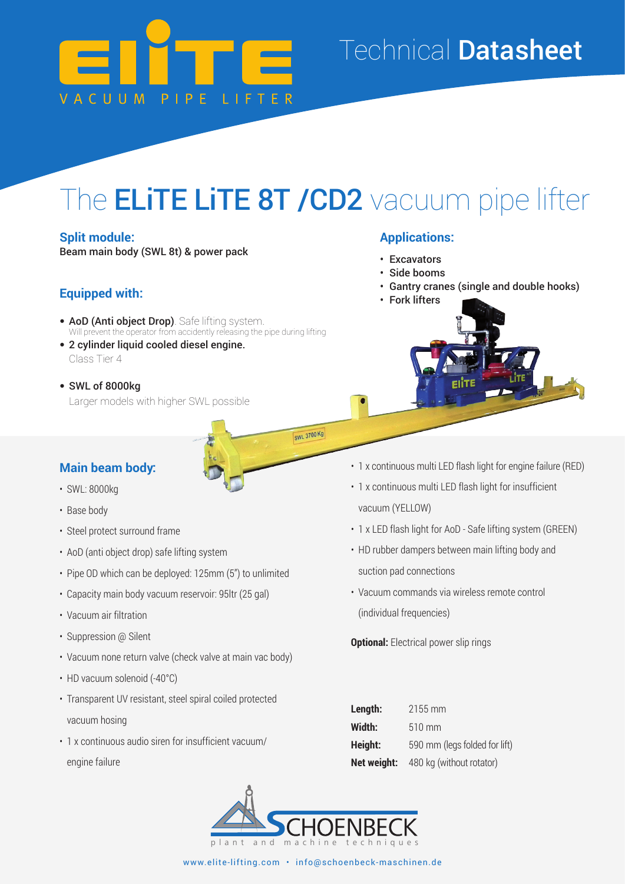# ELiTE VACUUM PIPE LIFTER

Technical **Datasheet**

# The **ELiTE LiTE 8T /CD2** vacuum pipe lifter

### Split module:

**Beam main body (SWL 8t) & power pack**

### Equipped with:

- **AoD (Anti object Drop)**. Safe lifting system.
  Will prevent the operator from accidently releasing the pipe during lifting
- **2 cylinder liquid cooled diesel engine.**
  Class Tier 4
- **SWL of 8000kg**
  Larger models with higher SWL possible

### Applications:

- **Excavators**
- **Side booms**
- **Gantry cranes (single and double hooks)**
- **Fork lifters**

### Main beam body:

- SWL: 8000kg
- Base body
- Steel protect surround frame
- AoD (anti object drop) safe lifting system
- Pipe OD which can be deployed: 125mm (5") to unlimited
- Capacity main body vacuum reservoir: 95ltr (25 gal)
- Vacuum air filtration
- Suppression @ Silent
- Vacuum none return valve (check valve at main vac body)
- HD vacuum solenoid (-40°C)
- Transparent UV resistant, steel spiral coiled protected vacuum hosing
- 1 x continuous audio siren for insufficient vacuum/ engine failure
- 1 x continuous multi LED flash light for engine failure (RED)
- 1 x continuous multi LED flash light for insufficient vacuum (YELLOW)
- 1 x LED flash light for AoD - Safe lifting system (GREEN)
- HD rubber dampers between main lifting body and suction pad connections
- Vacuum commands via wireless remote control (individual frequencies)

**Optional:** Electrical power slip rings

| | |
|---|---|
| **Length:** | 2155 mm |
| **Width:** | 510 mm |
| **Height:** | 590 mm (legs folded for lift) |
| **Net weight:** | 480 kg (without rotator) |

SCHOENBECK plant and machine techniques

www.elite-lifting.com • info@schoenbeck-maschinen.de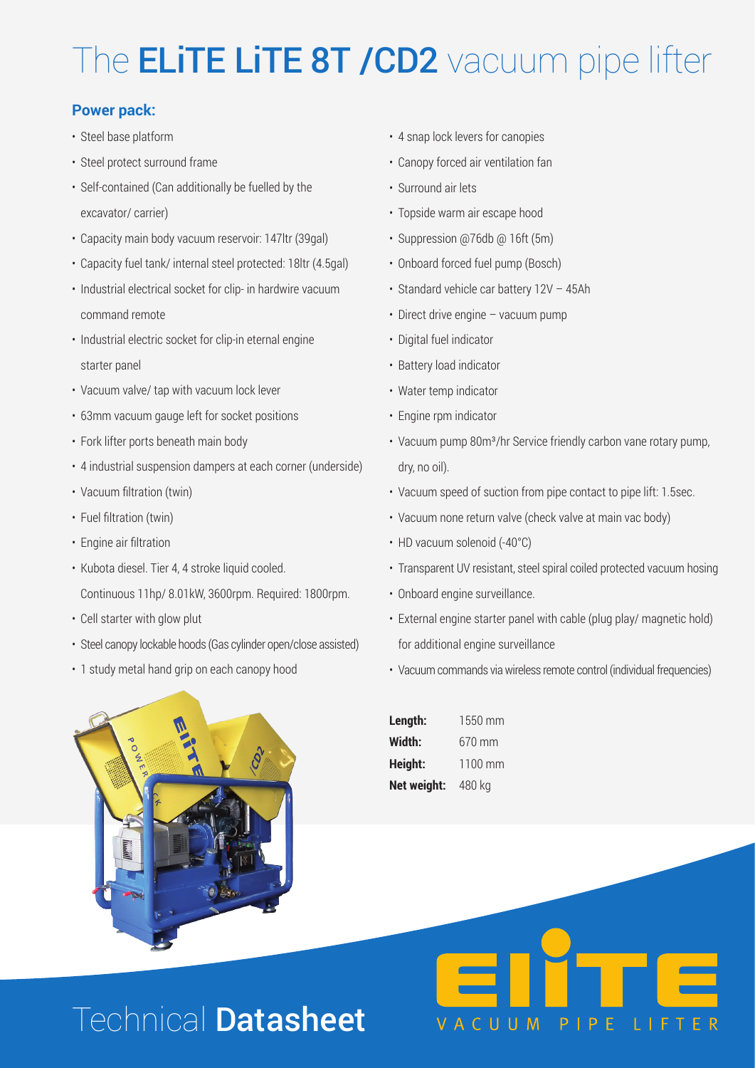# The **ELiTE LiTE 8T /CD2** vacuum pipe lifter

**Power pack:**

- Steel base platform
- Steel protect surround frame
- Self-contained (Can additionally be fuelled by the excavator/ carrier)
- Capacity main body vacuum reservoir: 147ltr (39gal)
- Capacity fuel tank/ internal steel protected: 18ltr (4.5gal)
- Industrial electrical socket for clip- in hardwire vacuum command remote
- Industrial electric socket for clip-in eternal engine starter panel
- Vacuum valve/ tap with vacuum lock lever
- 63mm vacuum gauge left for socket positions
- Fork lifter ports beneath main body
- 4 industrial suspension dampers at each corner (underside)
- Vacuum filtration (twin)
- Fuel filtration (twin)
- Engine air filtration
- Kubota diesel. Tier 4, 4 stroke liquid cooled. Continuous 11hp/ 8.01kW, 3600rpm. Required: 1800rpm.
- Cell starter with glow plut
- Steel canopy lockable hoods (Gas cylinder open/close assisted)
- 1 study metal hand grip on each canopy hood
- 4 snap lock levers for canopies
- Canopy forced air ventilation fan
- Surround air lets
- Topside warm air escape hood
- Suppression @76db @ 16ft (5m)
- Onboard forced fuel pump (Bosch)
- Standard vehicle car battery 12V – 45Ah
- Direct drive engine – vacuum pump
- Digital fuel indicator
- Battery load indicator
- Water temp indicator
- Engine rpm indicator
- Vacuum pump 80m³/hr Service friendly carbon vane rotary pump, dry, no oil).
- Vacuum speed of suction from pipe contact to pipe lift: 1.5sec.
- Vacuum none return valve (check valve at main vac body)
- HD vacuum solenoid (-40°C)
- Transparent UV resistant, steel spiral coiled protected vacuum hosing
- Onboard engine surveillance.
- External engine starter panel with cable (plug play/ magnetic hold) for additional engine surveillance
- Vacuum commands via wireless remote control (individual frequencies)

| | |
|---|---|
| **Length:** | 1550 mm |
| **Width:** | 670 mm |
| **Height:** | 1100 mm |
| **Net weight:** | 480 kg |

Technical **Datasheet**

ELiTE VACUUM PIPE LIFTER